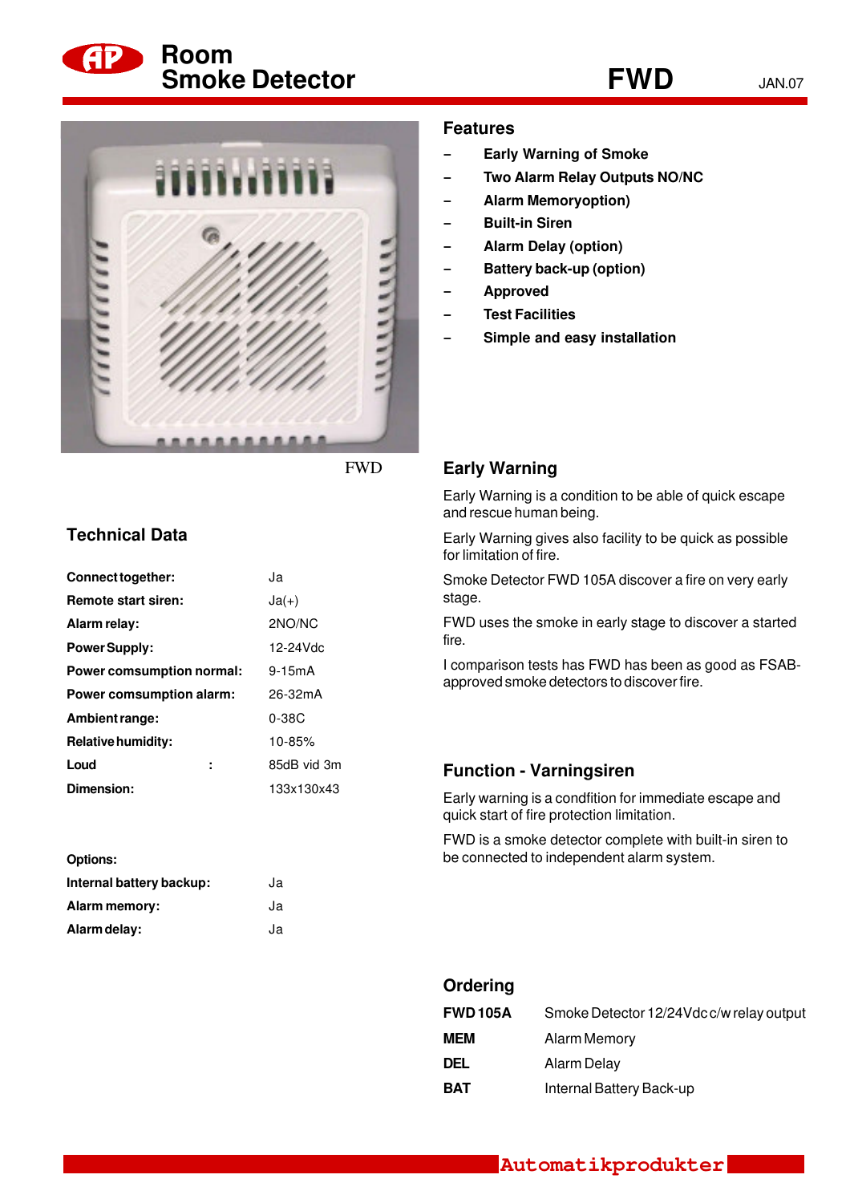# Room Smoke Detector

# FWD

JAN.07

FWD

## Features

- Early Warning of Smoke
- Two Alarm Relay Outputs NO/NC
- Alarm Memoryoption)
- Built-in Siren
- Alarm Delay (option)
- Battery back-up (option)
- Approved
- Test Facilities
- Simple and easy installation

## Technical Data

| | |
|---|---|
| **Connect together:** | Ja |
| **Remote start siren:** | Ja(+) |
| **Alarm relay:** | 2NO/NC |
| **Power Supply:** | 12-24Vdc |
| **Power comsumption normal:** | 9-15mA |
| **Power comsumption alarm:** | 26-32mA |
| **Ambient range:** | 0-38C |
| **Relative humidity:** | 10-85% |
| **Loud :** | 85dB vid 3m |
| **Dimension:** | 133x130x43 |

| | |
|---|---|
| **Options:** | |
| **Internal battery backup:** | Ja |
| **Alarm memory:** | Ja |
| **Alarm delay:** | Ja |

## Early Warning

Early Warning is a condition to be able of quick escape and rescue human being.

Early Warning gives also facility to be quick as possible for limitation of fire.

Smoke Detector FWD 105A discover a fire on very early stage.

FWD uses the smoke in early stage to discover a started fire.

I comparison tests has FWD has been as good as FSAB-approved smoke detectors to discover fire.

## Function - Varningsiren

Early warning is a condfition for immediate escape and quick start of fire protection limitation.

FWD is a smoke detector complete with built-in siren to be connected to independent alarm system.

## Ordering

| | |
|---|---|
| **FWD 105A** | Smoke Detector 12/24Vdc c/w relay output |
| **MEM** | Alarm Memory |
| **DEL** | Alarm Delay |
| **BAT** | Internal Battery Back-up |

Automatikprodukter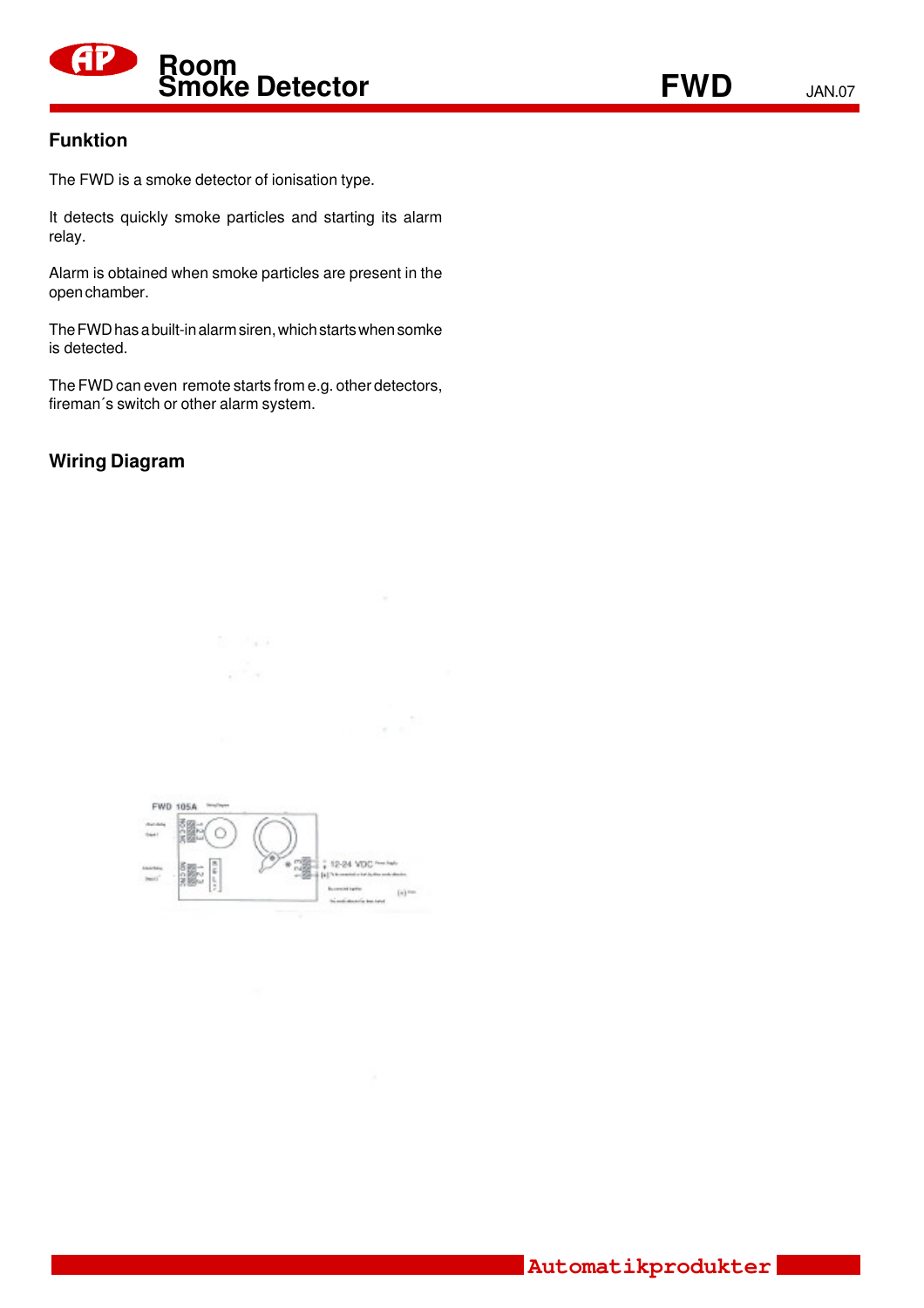# Room Smoke Detector

**FWD**

JAN.07

## Funktion

The FWD is a smoke detector of ionisation type.

It detects quickly smoke particles and starting its alarm relay.

Alarm is obtained when smoke particles are present in the open chamber.

The FWD has a built-in alarm siren, which starts when somke is detected.

The FWD can even remote starts from e.g. other detectors, fireman´s switch or other alarm system.

## Wiring Diagram

FWD 105A

12-24 VDC